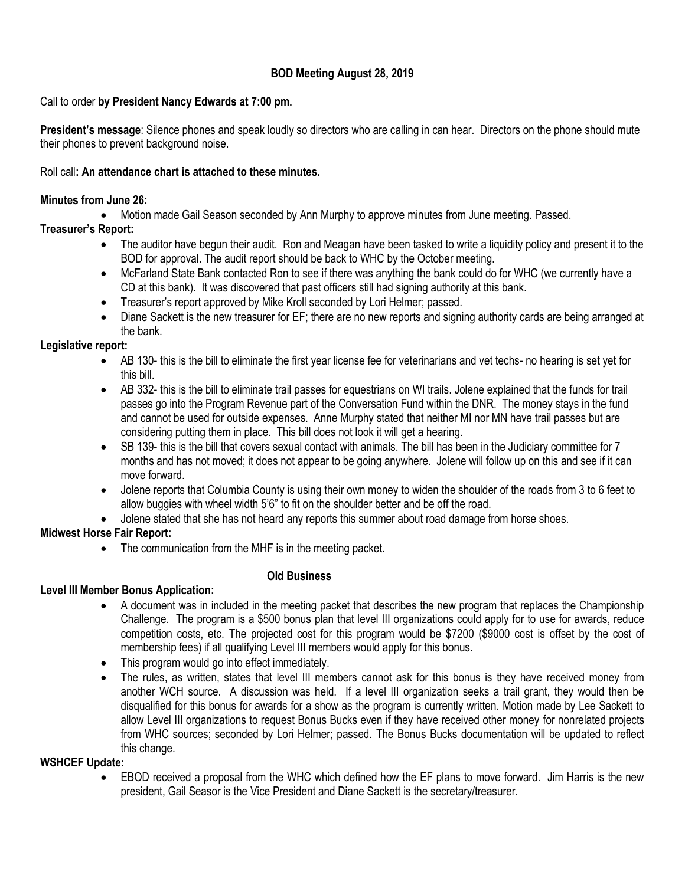**BOD Meeting August 28, 2019**

Call to order **by President Nancy Edwards at 7:00 pm.**

**President's message**: Silence phones and speak loudly so directors who are calling in can hear. Directors on the phone should mute their phones to prevent background noise.

Roll call**: An attendance chart is attached to these minutes.**

**Minutes from June 26:**

- Motion made Gail Season seconded by Ann Murphy to approve minutes from June meeting. Passed.

**Treasurer's Report:**

- The auditor have begun their audit. Ron and Meagan have been tasked to write a liquidity policy and present it to the BOD for approval. The audit report should be back to WHC by the October meeting.
- McFarland State Bank contacted Ron to see if there was anything the bank could do for WHC (we currently have a CD at this bank). It was discovered that past officers still had signing authority at this bank.
- Treasurer's report approved by Mike Kroll seconded by Lori Helmer; passed.
- Diane Sackett is the new treasurer for EF; there are no new reports and signing authority cards are being arranged at the bank.

**Legislative report:**

- AB 130- this is the bill to eliminate the first year license fee for veterinarians and vet techs- no hearing is set yet for this bill.
- AB 332- this is the bill to eliminate trail passes for equestrians on WI trails. Jolene explained that the funds for trail passes go into the Program Revenue part of the Conversation Fund within the DNR. The money stays in the fund and cannot be used for outside expenses. Anne Murphy stated that neither MI nor MN have trail passes but are considering putting them in place. This bill does not look it will get a hearing.
- SB 139- this is the bill that covers sexual contact with animals. The bill has been in the Judiciary committee for 7 months and has not moved; it does not appear to be going anywhere. Jolene will follow up on this and see if it can move forward.
- Jolene reports that Columbia County is using their own money to widen the shoulder of the roads from 3 to 6 feet to allow buggies with wheel width 5'6" to fit on the shoulder better and be off the road.
- Jolene stated that she has not heard any reports this summer about road damage from horse shoes.

**Midwest Horse Fair Report:**

- The communication from the MHF is in the meeting packet.

**Old Business**

**Level III Member Bonus Application:**

- A document was in included in the meeting packet that describes the new program that replaces the Championship Challenge. The program is a $500 bonus plan that level III organizations could apply for to use for awards, reduce competition costs, etc. The projected cost for this program would be $7200 ($9000 cost is offset by the cost of membership fees) if all qualifying Level III members would apply for this bonus.
- This program would go into effect immediately.
- The rules, as written, states that level III members cannot ask for this bonus is they have received money from another WCH source. A discussion was held. If a level III organization seeks a trail grant, they would then be disqualified for this bonus for awards for a show as the program is currently written. Motion made by Lee Sackett to allow Level III organizations to request Bonus Bucks even if they have received other money for nonrelated projects from WHC sources; seconded by Lori Helmer; passed. The Bonus Bucks documentation will be updated to reflect this change.

**WSHCEF Update:**

- EBOD received a proposal from the WHC which defined how the EF plans to move forward. Jim Harris is the new president, Gail Seasor is the Vice President and Diane Sackett is the secretary/treasurer.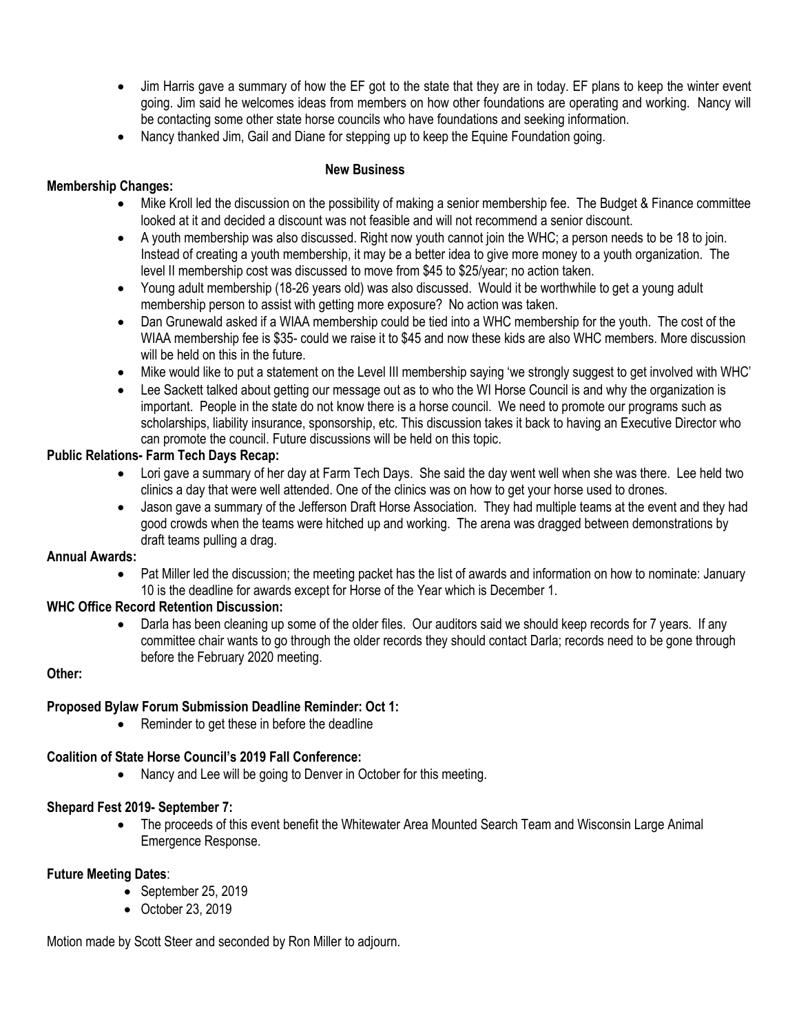- Jim Harris gave a summary of how the EF got to the state that they are in today. EF plans to keep the winter event going. Jim said he welcomes ideas from members on how other foundations are operating and working. Nancy will be contacting some other state horse councils who have foundations and seeking information.
- Nancy thanked Jim, Gail and Diane for stepping up to keep the Equine Foundation going.

## New Business

**Membership Changes:**

- Mike Kroll led the discussion on the possibility of making a senior membership fee. The Budget & Finance committee looked at it and decided a discount was not feasible and will not recommend a senior discount.
- A youth membership was also discussed. Right now youth cannot join the WHC; a person needs to be 18 to join. Instead of creating a youth membership, it may be a better idea to give more money to a youth organization. The level II membership cost was discussed to move from $45 to $25/year; no action taken.
- Young adult membership (18-26 years old) was also discussed. Would it be worthwhile to get a young adult membership person to assist with getting more exposure? No action was taken.
- Dan Grunewald asked if a WIAA membership could be tied into a WHC membership for the youth. The cost of the WIAA membership fee is $35- could we raise it to $45 and now these kids are also WHC members. More discussion will be held on this in the future.
- Mike would like to put a statement on the Level III membership saying 'we strongly suggest to get involved with WHC'
- Lee Sackett talked about getting our message out as to who the WI Horse Council is and why the organization is important. People in the state do not know there is a horse council. We need to promote our programs such as scholarships, liability insurance, sponsorship, etc. This discussion takes it back to having an Executive Director who can promote the council. Future discussions will be held on this topic.

**Public Relations- Farm Tech Days Recap:**

- Lori gave a summary of her day at Farm Tech Days. She said the day went well when she was there. Lee held two clinics a day that were well attended. One of the clinics was on how to get your horse used to drones.
- Jason gave a summary of the Jefferson Draft Horse Association. They had multiple teams at the event and they had good crowds when the teams were hitched up and working. The arena was dragged between demonstrations by draft teams pulling a drag.

**Annual Awards:**

- Pat Miller led the discussion; the meeting packet has the list of awards and information on how to nominate: January 10 is the deadline for awards except for Horse of the Year which is December 1.

**WHC Office Record Retention Discussion:**

- Darla has been cleaning up some of the older files. Our auditors said we should keep records for 7 years. If any committee chair wants to go through the older records they should contact Darla; records need to be gone through before the February 2020 meeting.

**Other:**

**Proposed Bylaw Forum Submission Deadline Reminder: Oct 1:**

- Reminder to get these in before the deadline

**Coalition of State Horse Council's 2019 Fall Conference:**

- Nancy and Lee will be going to Denver in October for this meeting.

**Shepard Fest 2019- September 7:**

- The proceeds of this event benefit the Whitewater Area Mounted Search Team and Wisconsin Large Animal Emergence Response.

**Future Meeting Dates**:

- September 25, 2019
- October 23, 2019

Motion made by Scott Steer and seconded by Ron Miller to adjourn.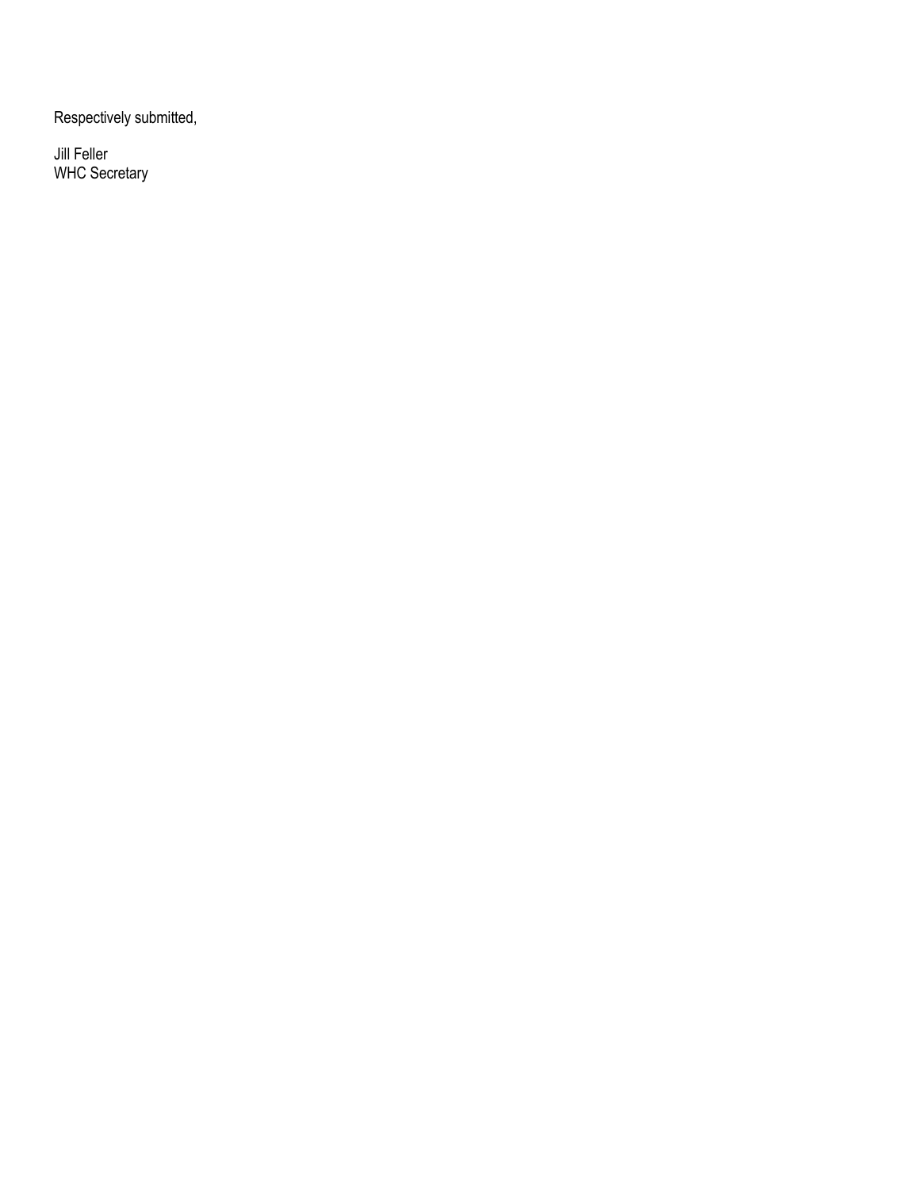Respectively submitted,

Jill Feller
WHC Secretary